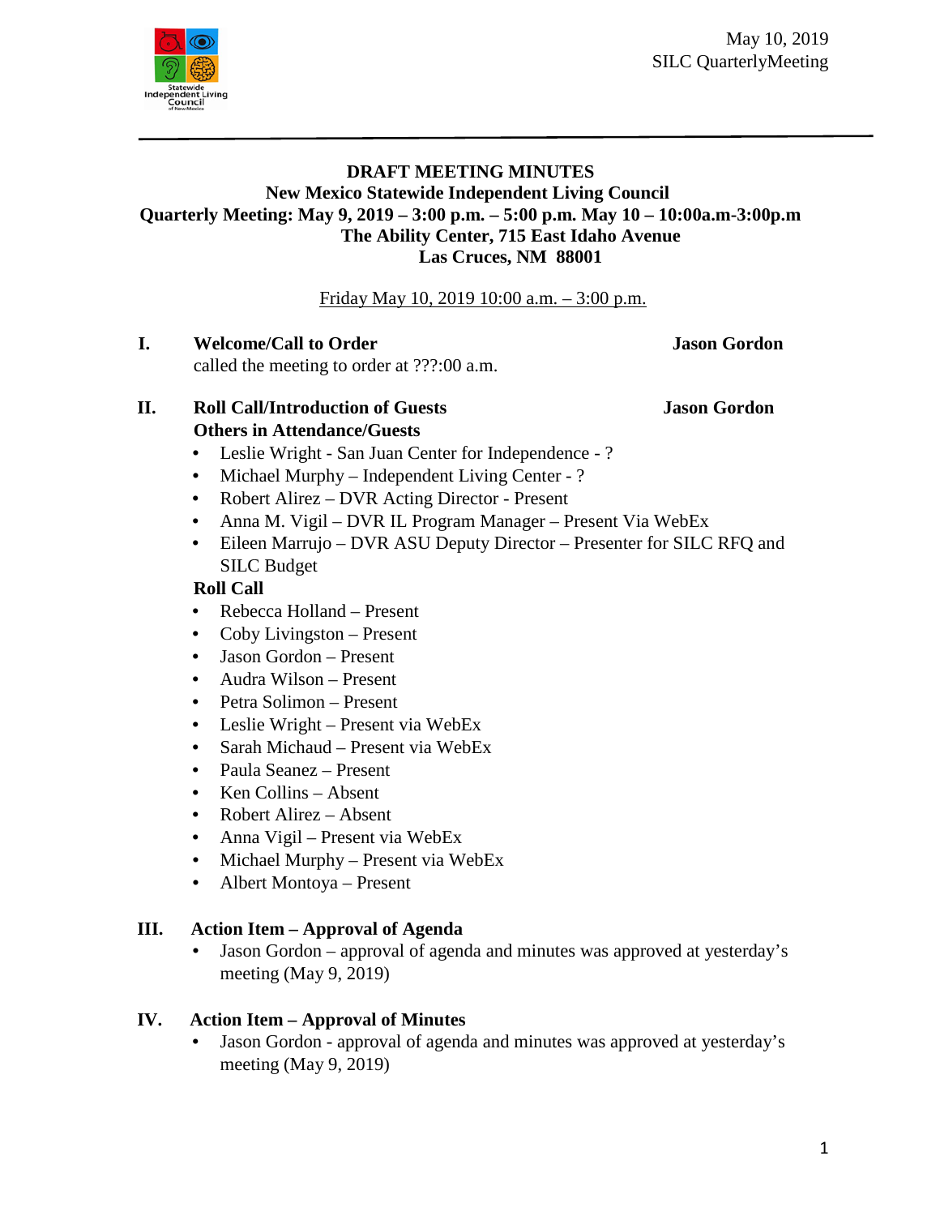May 10, 2019
SILC QuarterlyMeeting

**DRAFT MEETING MINUTES**
**New Mexico Statewide Independent Living Council**
**Quarterly Meeting: May 9, 2019 – 3:00 p.m. – 5:00 p.m. May 10 – 10:00a.m-3:00p.m**
**The Ability Center, 715 East Idaho Avenue**
**Las Cruces, NM 88001**

Friday May 10, 2019 10:00 a.m. – 3:00 p.m.

## I. Welcome/Call to Order — Jason Gordon

called the meeting to order at ???:00 a.m.

## II. Roll Call/Introduction of Guests — Jason Gordon

**Others in Attendance/Guests**

- Leslie Wright - San Juan Center for Independence - ?
- Michael Murphy – Independent Living Center - ?
- Robert Alirez – DVR Acting Director - Present
- Anna M. Vigil – DVR IL Program Manager – Present Via WebEx
- Eileen Marrujo – DVR ASU Deputy Director – Presenter for SILC RFQ and SILC Budget

**Roll Call**

- Rebecca Holland – Present
- Coby Livingston – Present
- Jason Gordon – Present
- Audra Wilson – Present
- Petra Solimon – Present
- Leslie Wright – Present via WebEx
- Sarah Michaud – Present via WebEx
- Paula Seanez – Present
- Ken Collins – Absent
- Robert Alirez – Absent
- Anna Vigil – Present via WebEx
- Michael Murphy – Present via WebEx
- Albert Montoya – Present

## III. Action Item – Approval of Agenda

- Jason Gordon – approval of agenda and minutes was approved at yesterday's meeting (May 9, 2019)

## IV. Action Item – Approval of Minutes

- Jason Gordon - approval of agenda and minutes was approved at yesterday's meeting (May 9, 2019)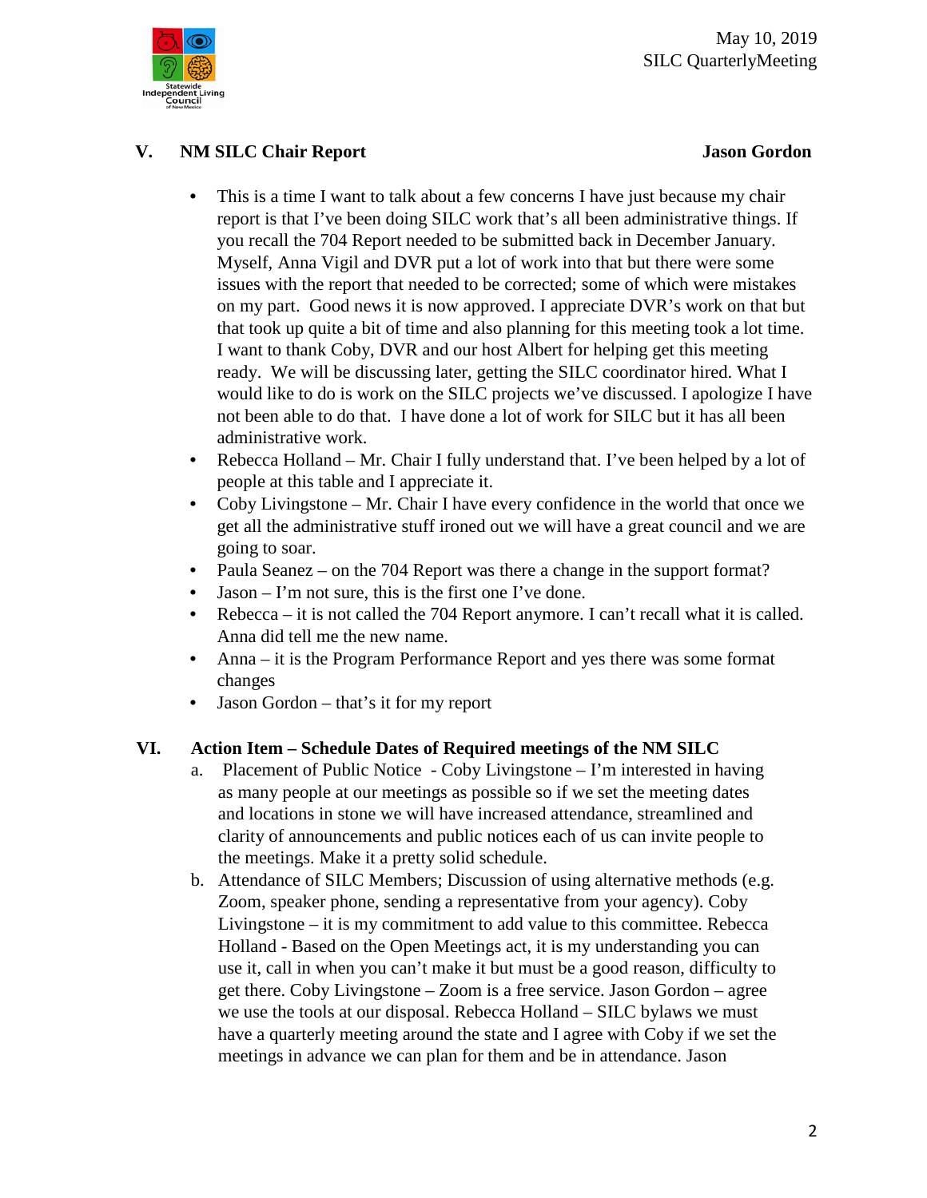## V. NM SILC Chair Report — Jason Gordon

- This is a time I want to talk about a few concerns I have just because my chair report is that I've been doing SILC work that's all been administrative things. If you recall the 704 Report needed to be submitted back in December January. Myself, Anna Vigil and DVR put a lot of work into that but there were some issues with the report that needed to be corrected; some of which were mistakes on my part. Good news it is now approved. I appreciate DVR's work on that but that took up quite a bit of time and also planning for this meeting took a lot time. I want to thank Coby, DVR and our host Albert for helping get this meeting ready. We will be discussing later, getting the SILC coordinator hired. What I would like to do is work on the SILC projects we've discussed. I apologize I have not been able to do that. I have done a lot of work for SILC but it has all been administrative work.
- Rebecca Holland – Mr. Chair I fully understand that. I've been helped by a lot of people at this table and I appreciate it.
- Coby Livingstone – Mr. Chair I have every confidence in the world that once we get all the administrative stuff ironed out we will have a great council and we are going to soar.
- Paula Seanez – on the 704 Report was there a change in the support format?
- Jason – I'm not sure, this is the first one I've done.
- Rebecca – it is not called the 704 Report anymore. I can't recall what it is called. Anna did tell me the new name.
- Anna – it is the Program Performance Report and yes there was some format changes
- Jason Gordon – that's it for my report

## VI. Action Item – Schedule Dates of Required meetings of the NM SILC

a. Placement of Public Notice - Coby Livingstone – I'm interested in having as many people at our meetings as possible so if we set the meeting dates and locations in stone we will have increased attendance, streamlined and clarity of announcements and public notices each of us can invite people to the meetings. Make it a pretty solid schedule.

b. Attendance of SILC Members; Discussion of using alternative methods (e.g. Zoom, speaker phone, sending a representative from your agency). Coby Livingstone – it is my commitment to add value to this committee. Rebecca Holland - Based on the Open Meetings act, it is my understanding you can use it, call in when you can't make it but must be a good reason, difficulty to get there. Coby Livingstone – Zoom is a free service. Jason Gordon – agree we use the tools at our disposal. Rebecca Holland – SILC bylaws we must have a quarterly meeting around the state and I agree with Coby if we set the meetings in advance we can plan for them and be in attendance. Jason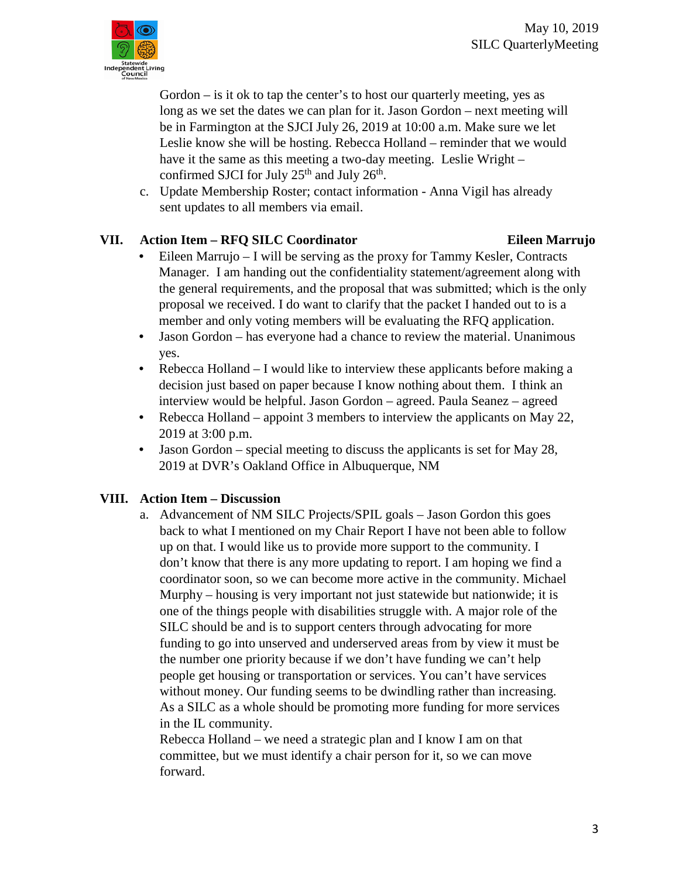Gordon – is it ok to tap the center's to host our quarterly meeting, yes as long as we set the dates we can plan for it. Jason Gordon – next meeting will be in Farmington at the SJCI July 26, 2019 at 10:00 a.m. Make sure we let Leslie know she will be hosting. Rebecca Holland – reminder that we would have it the same as this meeting a two-day meeting. Leslie Wright – confirmed SJCI for July 25th and July 26th.

c. Update Membership Roster; contact information - Anna Vigil has already sent updates to all members via email.

## VII. Action Item – RFQ SILC Coordinator — Eileen Marrujo

- Eileen Marrujo – I will be serving as the proxy for Tammy Kesler, Contracts Manager. I am handing out the confidentiality statement/agreement along with the general requirements, and the proposal that was submitted; which is the only proposal we received. I do want to clarify that the packet I handed out to is a member and only voting members will be evaluating the RFQ application.
- Jason Gordon – has everyone had a chance to review the material. Unanimous yes.
- Rebecca Holland – I would like to interview these applicants before making a decision just based on paper because I know nothing about them. I think an interview would be helpful. Jason Gordon – agreed. Paula Seanez – agreed
- Rebecca Holland – appoint 3 members to interview the applicants on May 22, 2019 at 3:00 p.m.
- Jason Gordon – special meeting to discuss the applicants is set for May 28, 2019 at DVR's Oakland Office in Albuquerque, NM

## VIII. Action Item – Discussion

a. Advancement of NM SILC Projects/SPIL goals – Jason Gordon this goes back to what I mentioned on my Chair Report I have not been able to follow up on that. I would like us to provide more support to the community. I don't know that there is any more updating to report. I am hoping we find a coordinator soon, so we can become more active in the community. Michael Murphy – housing is very important not just statewide but nationwide; it is one of the things people with disabilities struggle with. A major role of the SILC should be and is to support centers through advocating for more funding to go into unserved and underserved areas from by view it must be the number one priority because if we don't have funding we can't help people get housing or transportation or services. You can't have services without money. Our funding seems to be dwindling rather than increasing. As a SILC as a whole should be promoting more funding for more services in the IL community.

Rebecca Holland – we need a strategic plan and I know I am on that committee, but we must identify a chair person for it, so we can move forward.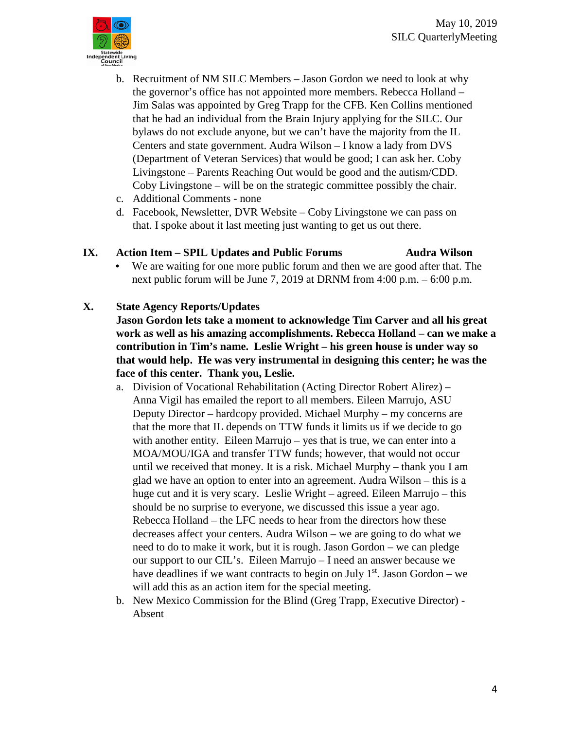b. Recruitment of NM SILC Members – Jason Gordon we need to look at why the governor's office has not appointed more members. Rebecca Holland – Jim Salas was appointed by Greg Trapp for the CFB. Ken Collins mentioned that he had an individual from the Brain Injury applying for the SILC. Our bylaws do not exclude anyone, but we can't have the majority from the IL Centers and state government. Audra Wilson – I know a lady from DVS (Department of Veteran Services) that would be good; I can ask her. Coby Livingstone – Parents Reaching Out would be good and the autism/CDD. Coby Livingstone – will be on the strategic committee possibly the chair.

c. Additional Comments - none

d. Facebook, Newsletter, DVR Website – Coby Livingstone we can pass on that. I spoke about it last meeting just wanting to get us out there.

## IX. Action Item – SPIL Updates and Public Forums — Audra Wilson

- We are waiting for one more public forum and then we are good after that. The next public forum will be June 7, 2019 at DRNM from 4:00 p.m. – 6:00 p.m.

## X. State Agency Reports/Updates

**Jason Gordon lets take a moment to acknowledge Tim Carver and all his great work as well as his amazing accomplishments. Rebecca Holland – can we make a contribution in Tim's name. Leslie Wright – his green house is under way so that would help. He was very instrumental in designing this center; he was the face of this center. Thank you, Leslie.**

a. Division of Vocational Rehabilitation (Acting Director Robert Alirez) – Anna Vigil has emailed the report to all members. Eileen Marrujo, ASU Deputy Director – hardcopy provided. Michael Murphy – my concerns are that the more that IL depends on TTW funds it limits us if we decide to go with another entity. Eileen Marrujo – yes that is true, we can enter into a MOA/MOU/IGA and transfer TTW funds; however, that would not occur until we received that money. It is a risk. Michael Murphy – thank you I am glad we have an option to enter into an agreement. Audra Wilson – this is a huge cut and it is very scary. Leslie Wright – agreed. Eileen Marrujo – this should be no surprise to everyone, we discussed this issue a year ago. Rebecca Holland – the LFC needs to hear from the directors how these decreases affect your centers. Audra Wilson – we are going to do what we need to do to make it work, but it is rough. Jason Gordon – we can pledge our support to our CIL's. Eileen Marrujo – I need an answer because we have deadlines if we want contracts to begin on July 1st. Jason Gordon – we will add this as an action item for the special meeting.

b. New Mexico Commission for the Blind (Greg Trapp, Executive Director) - Absent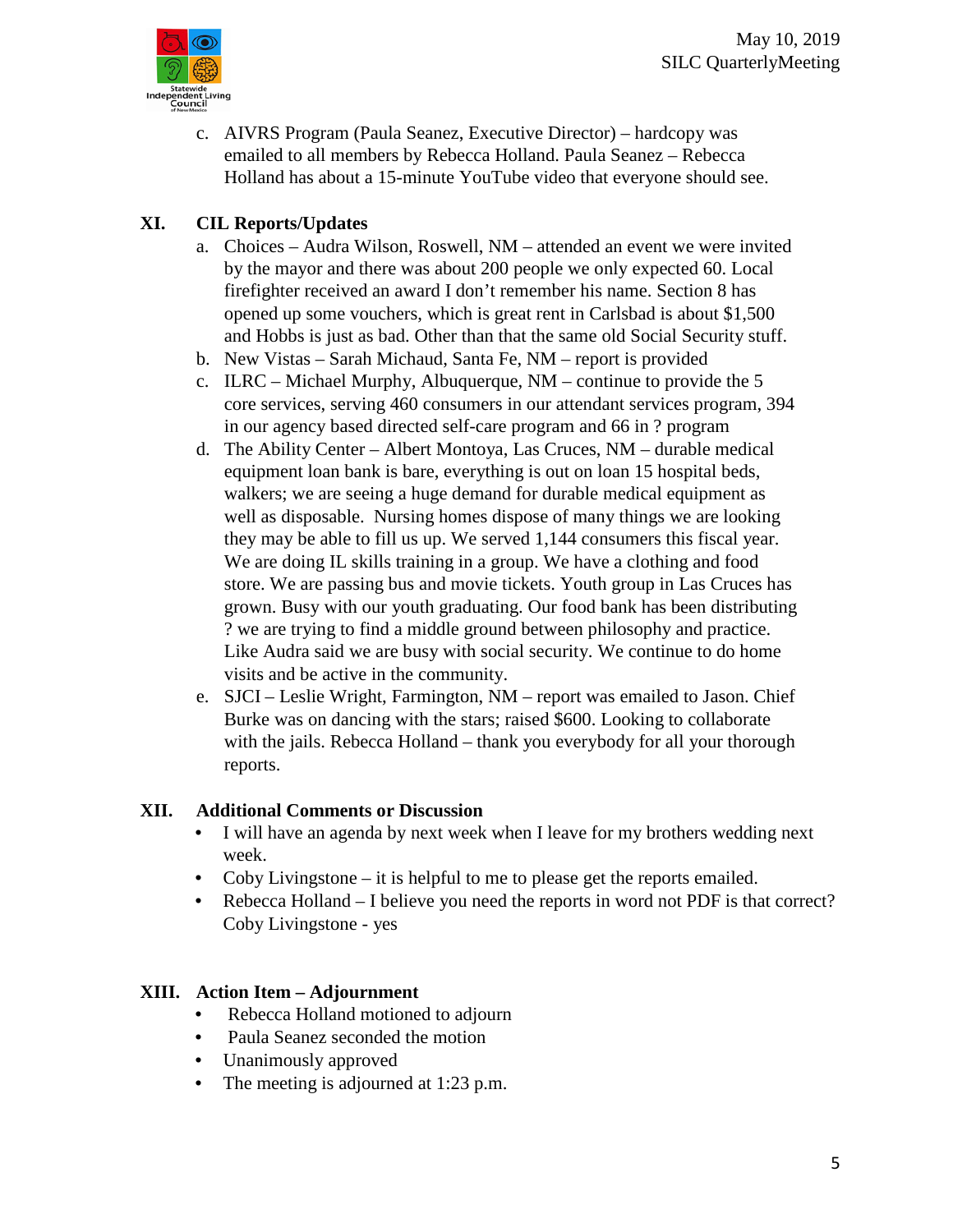c. AIVRS Program (Paula Seanez, Executive Director) – hardcopy was emailed to all members by Rebecca Holland. Paula Seanez – Rebecca Holland has about a 15-minute YouTube video that everyone should see.

## XI. CIL Reports/Updates

a. Choices – Audra Wilson, Roswell, NM – attended an event we were invited by the mayor and there was about 200 people we only expected 60. Local firefighter received an award I don't remember his name. Section 8 has opened up some vouchers, which is great rent in Carlsbad is about $1,500 and Hobbs is just as bad. Other than that the same old Social Security stuff.

b. New Vistas – Sarah Michaud, Santa Fe, NM – report is provided

c. ILRC – Michael Murphy, Albuquerque, NM – continue to provide the 5 core services, serving 460 consumers in our attendant services program, 394 in our agency based directed self-care program and 66 in ? program

d. The Ability Center – Albert Montoya, Las Cruces, NM – durable medical equipment loan bank is bare, everything is out on loan 15 hospital beds, walkers; we are seeing a huge demand for durable medical equipment as well as disposable. Nursing homes dispose of many things we are looking they may be able to fill us up. We served 1,144 consumers this fiscal year. We are doing IL skills training in a group. We have a clothing and food store. We are passing bus and movie tickets. Youth group in Las Cruces has grown. Busy with our youth graduating. Our food bank has been distributing ? we are trying to find a middle ground between philosophy and practice. Like Audra said we are busy with social security. We continue to do home visits and be active in the community.

e. SJCI – Leslie Wright, Farmington, NM – report was emailed to Jason. Chief Burke was on dancing with the stars; raised $600. Looking to collaborate with the jails. Rebecca Holland – thank you everybody for all your thorough reports.

## XII. Additional Comments or Discussion

- I will have an agenda by next week when I leave for my brothers wedding next week.
- Coby Livingstone – it is helpful to me to please get the reports emailed.
- Rebecca Holland – I believe you need the reports in word not PDF is that correct? Coby Livingstone - yes

## XIII. Action Item – Adjournment

- Rebecca Holland motioned to adjourn
- Paula Seanez seconded the motion
- Unanimously approved
- The meeting is adjourned at 1:23 p.m.